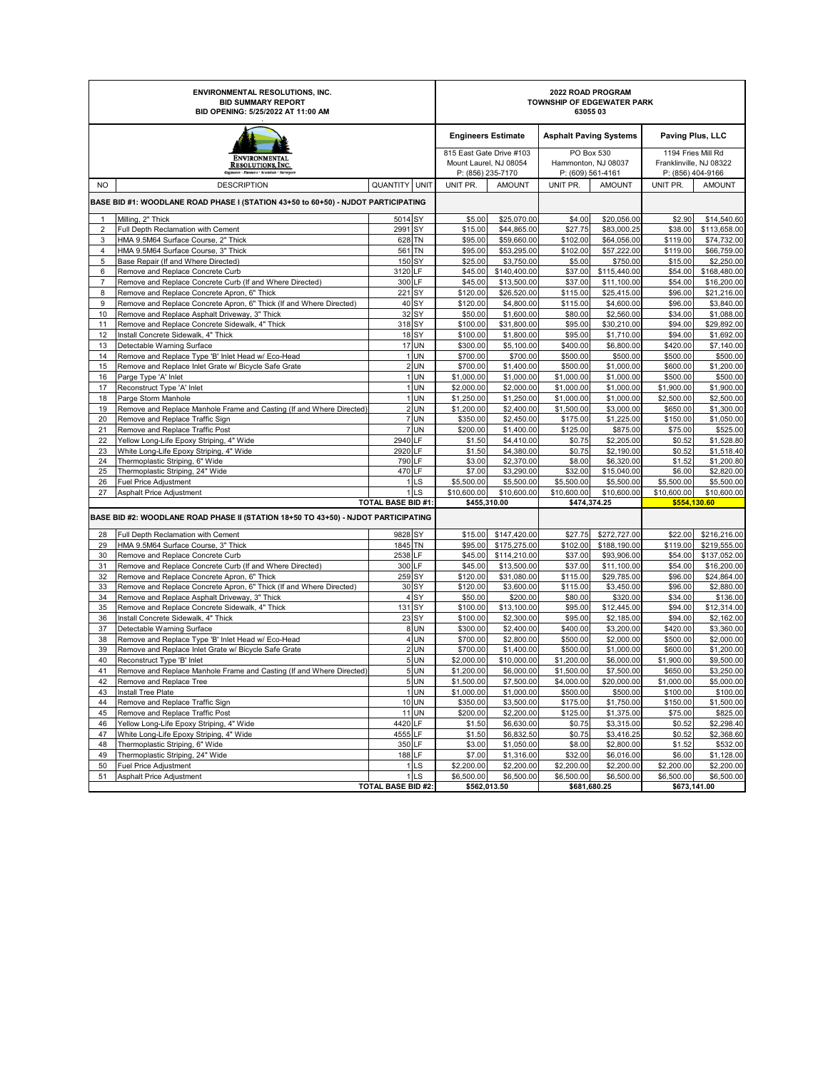**ENVIRONMENTAL RESOLUTIONS, INC.**
**BID SUMMARY REPORT**
**BID OPENING: 5/25/2022 AT 11:00 AM**

**2022 ROAD PROGRAM**
**TOWNSHIP OF EDGEWATER PARK**
**63055 03**

ENVIRONMENTAL RESOLUTIONS, INC.
Engineers · Planners · Scientists · Surveyors

| NO | DESCRIPTION | QUANTITY | UNIT | Engineers Estimate | | Asphalt Paving Systems | | Paving Plus, LLC | |
|---|---|---|---|---|---|---|---|---|---|
| | | | | 815 East Gate Drive #103, Mount Laurel, NJ 08054, P: (856) 235-7170 | | PO Box 530, Hammonton, NJ 08037, P: (609) 561-4161 | | 1194 Fries Mill Rd, Franklinville, NJ 08322, P: (856) 404-9166 | |
| | | | | UNIT PR. | AMOUNT | UNIT PR. | AMOUNT | UNIT PR. | AMOUNT |
| **BASE BID #1: WOODLANE ROAD PHASE I (STATION 43+50 to 60+50) - NJDOT PARTICIPATING** | | | | | | | | | |
| 1 | Milling, 2" Thick | 5014 | SY | $5.00 | $25,070.00 | $4.00 | $20,056.00 | $2.90 | $14,540.60 |
| 2 | Full Depth Reclamation with Cement | 2991 | SY | $15.00 | $44,865.00 | $27.75 | $83,000.25 | $38.00 | $113,658.00 |
| 3 | HMA 9.5M64 Surface Course, 2" Thick | 628 | TN | $95.00 | $59,660.00 | $102.00 | $64,056.00 | $119.00 | $74,732.00 |
| 4 | HMA 9.5M64 Surface Course, 3" Thick | 561 | TN | $95.00 | $53,295.00 | $102.00 | $57,222.00 | $119.00 | $66,759.00 |
| 5 | Base Repair (If and Where Directed) | 150 | SY | $25.00 | $3,750.00 | $5.00 | $750.00 | $15.00 | $2,250.00 |
| 6 | Remove and Replace Concrete Curb | 3120 | LF | $45.00 | $140,400.00 | $37.00 | $115,440.00 | $54.00 | $168,480.00 |
| 7 | Remove and Replace Concrete Curb (If and Where Directed) | 300 | LF | $45.00 | $13,500.00 | $37.00 | $11,100.00 | $54.00 | $16,200.00 |
| 8 | Remove and Replace Concrete Apron, 6" Thick | 221 | SY | $120.00 | $26,520.00 | $115.00 | $25,415.00 | $96.00 | $21,216.00 |
| 9 | Remove and Replace Concrete Apron, 6" Thick (If and Where Directed) | 40 | SY | $120.00 | $4,800.00 | $115.00 | $4,600.00 | $96.00 | $3,840.00 |
| 10 | Remove and Replace Asphalt Driveway, 3" Thick | 32 | SY | $50.00 | $1,600.00 | $80.00 | $2,560.00 | $34.00 | $1,088.00 |
| 11 | Remove and Replace Concrete Sidewalk, 4" Thick | 318 | SY | $100.00 | $31,800.00 | $95.00 | $30,210.00 | $94.00 | $29,892.00 |
| 12 | Install Concrete Sidewalk, 4" Thick | 18 | SY | $100.00 | $1,800.00 | $95.00 | $1,710.00 | $94.00 | $1,692.00 |
| 13 | Detectable Warning Surface | 17 | UN | $300.00 | $5,100.00 | $400.00 | $6,800.00 | $420.00 | $7,140.00 |
| 14 | Remove and Replace Type 'B' Inlet Head w/ Eco-Head | 1 | UN | $700.00 | $700.00 | $500.00 | $500.00 | $500.00 | $500.00 |
| 15 | Remove and Replace Inlet Grate w/ Bicycle Safe Grate | 2 | UN | $700.00 | $1,400.00 | $500.00 | $1,000.00 | $600.00 | $1,200.00 |
| 16 | Parge Type 'A' Inlet | 1 | UN | $1,000.00 | $1,000.00 | $1,000.00 | $1,000.00 | $500.00 | $500.00 |
| 17 | Reconstruct Type 'A' Inlet | 1 | UN | $2,000.00 | $2,000.00 | $1,000.00 | $1,000.00 | $1,900.00 | $1,900.00 |
| 18 | Parge Storm Manhole | 1 | UN | $1,250.00 | $1,250.00 | $1,000.00 | $1,000.00 | $2,500.00 | $2,500.00 |
| 19 | Remove and Replace Manhole Frame and Casting (If and Where Directed) | 2 | UN | $1,200.00 | $2,400.00 | $1,500.00 | $3,000.00 | $650.00 | $1,300.00 |
| 20 | Remove and Replace Traffic Sign | 7 | UN | $350.00 | $2,450.00 | $175.00 | $1,225.00 | $150.00 | $1,050.00 |
| 21 | Remove and Replace Traffic Post | 7 | UN | $200.00 | $1,400.00 | $125.00 | $875.00 | $75.00 | $525.00 |
| 22 | Yellow Long-Life Epoxy Striping, 4" Wide | 2940 | LF | $1.50 | $4,410.00 | $0.75 | $2,205.00 | $0.52 | $1,528.80 |
| 23 | White Long-Life Epoxy Striping, 4" Wide | 2920 | LF | $1.50 | $4,380.00 | $0.75 | $2,190.00 | $0.52 | $1,518.40 |
| 24 | Thermoplastic Striping, 6" Wide | 790 | LF | $3.00 | $2,370.00 | $8.00 | $6,320.00 | $1.52 | $1,200.80 |
| 25 | Thermoplastic Striping, 24" Wide | 470 | LF | $7.00 | $3,290.00 | $32.00 | $15,040.00 | $6.00 | $2,820.00 |
| 26 | Fuel Price Adjustment | 1 | LS | $5,500.00 | $5,500.00 | $5,500.00 | $5,500.00 | $5,500.00 | $5,500.00 |
| 27 | Asphalt Price Adjustment | 1 | LS | $10,600.00 | $10,600.00 | $10,600.00 | $10,600.00 | $10,600.00 | $10,600.00 |
| | **TOTAL BASE BID #1:** | | | $455,310.00 | | $474,374.25 | | $554,130.60 | |
| **BASE BID #2: WOODLANE ROAD PHASE II (STATION 18+50 TO 43+50) - NJDOT PARTICIPATING** | | | | | | | | | |
| 28 | Full Depth Reclamation with Cement | 9828 | SY | $15.00 | $147,420.00 | $27.75 | $272,727.00 | $22.00 | $216,216.00 |
| 29 | HMA 9.5M64 Surface Course, 3" Thick | 1845 | TN | $95.00 | $175,275.00 | $102.00 | $188,190.00 | $119.00 | $219,555.00 |
| 30 | Remove and Replace Concrete Curb | 2538 | LF | $45.00 | $114,210.00 | $37.00 | $93,906.00 | $54.00 | $137,052.00 |
| 31 | Remove and Replace Concrete Curb (If and Where Directed) | 300 | LF | $45.00 | $13,500.00 | $37.00 | $11,100.00 | $54.00 | $16,200.00 |
| 32 | Remove and Replace Concrete Apron, 6" Thick | 259 | SY | $120.00 | $31,080.00 | $115.00 | $29,785.00 | $96.00 | $24,864.00 |
| 33 | Remove and Replace Concrete Apron, 6" Thick (If and Where Directed) | 30 | SY | $120.00 | $3,600.00 | $115.00 | $3,450.00 | $96.00 | $2,880.00 |
| 34 | Remove and Replace Asphalt Driveway, 3" Thick | 4 | SY | $50.00 | $200.00 | $80.00 | $320.00 | $34.00 | $136.00 |
| 35 | Remove and Replace Concrete Sidewalk, 4" Thick | 131 | SY | $100.00 | $13,100.00 | $95.00 | $12,445.00 | $94.00 | $12,314.00 |
| 36 | Install Concrete Sidewalk, 4" Thick | 23 | SY | $100.00 | $2,300.00 | $95.00 | $2,185.00 | $94.00 | $2,162.00 |
| 37 | Detectable Warning Surface | 8 | UN | $300.00 | $2,400.00 | $400.00 | $3,200.00 | $420.00 | $3,360.00 |
| 38 | Remove and Replace Type 'B' Inlet Head w/ Eco-Head | 4 | UN | $700.00 | $2,800.00 | $500.00 | $2,000.00 | $500.00 | $2,000.00 |
| 39 | Remove and Replace Inlet Grate w/ Bicycle Safe Grate | 2 | UN | $700.00 | $1,400.00 | $500.00 | $1,000.00 | $600.00 | $1,200.00 |
| 40 | Reconstruct Type 'B' Inlet | 5 | UN | $2,000.00 | $10,000.00 | $1,200.00 | $6,000.00 | $1,900.00 | $9,500.00 |
| 41 | Remove and Replace Manhole Frame and Casting (If and Where Directed) | 5 | UN | $1,200.00 | $6,000.00 | $1,500.00 | $7,500.00 | $650.00 | $3,250.00 |
| 42 | Remove and Replace Tree | 5 | UN | $1,500.00 | $7,500.00 | $4,000.00 | $20,000.00 | $1,000.00 | $5,000.00 |
| 43 | Install Tree Plate | 1 | UN | $1,000.00 | $1,000.00 | $500.00 | $500.00 | $100.00 | $100.00 |
| 44 | Remove and Replace Traffic Sign | 10 | UN | $350.00 | $3,500.00 | $175.00 | $1,750.00 | $150.00 | $1,500.00 |
| 45 | Remove and Replace Traffic Post | 11 | UN | $200.00 | $2,200.00 | $125.00 | $1,375.00 | $75.00 | $825.00 |
| 46 | Yellow Long-Life Epoxy Striping, 4" Wide | 4420 | LF | $1.50 | $6,630.00 | $0.75 | $3,315.00 | $0.52 | $2,298.40 |
| 47 | White Long-Life Epoxy Striping, 4" Wide | 4555 | LF | $1.50 | $6,832.50 | $0.75 | $3,416.25 | $0.52 | $2,368.60 |
| 48 | Thermoplastic Striping, 6" Wide | 350 | LF | $3.00 | $1,050.00 | $8.00 | $2,800.00 | $1.52 | $532.00 |
| 49 | Thermoplastic Striping, 24" Wide | 188 | LF | $7.00 | $1,316.00 | $32.00 | $6,016.00 | $6.00 | $1,128.00 |
| 50 | Fuel Price Adjustment | 1 | LS | $2,200.00 | $2,200.00 | $2,200.00 | $2,200.00 | $2,200.00 | $2,200.00 |
| 51 | Asphalt Price Adjustment | 1 | LS | $6,500.00 | $6,500.00 | $6,500.00 | $6,500.00 | $6,500.00 | $6,500.00 |
| | **TOTAL BASE BID #2:** | | | $562,013.50 | | $681,680.25 | | $673,141.00 | |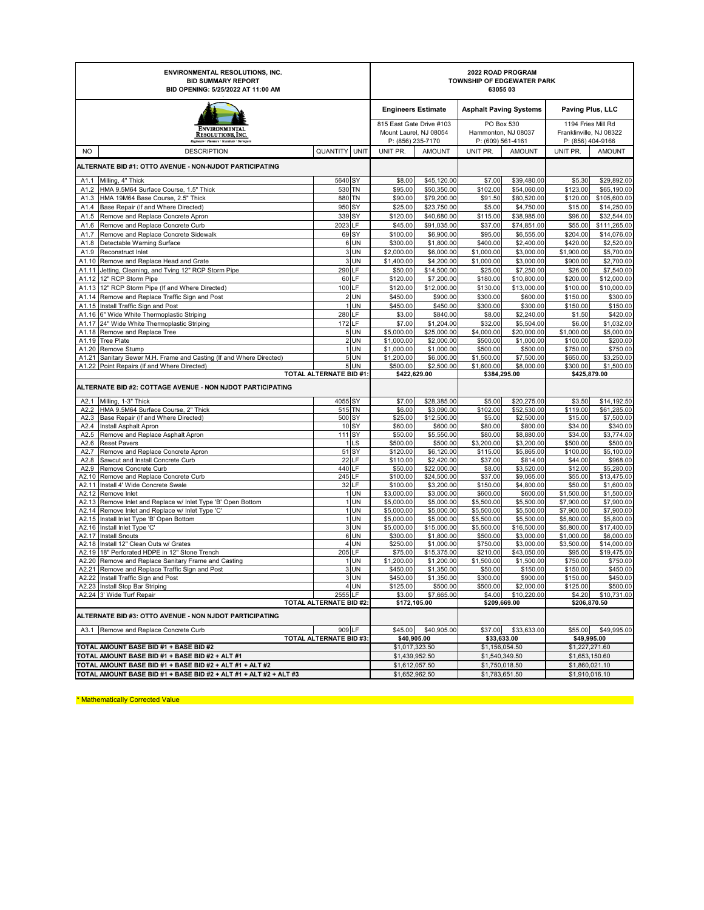**ENVIRONMENTAL RESOLUTIONS, INC.**
**BID SUMMARY REPORT**
**BID OPENING: 5/25/2022 AT 11:00 AM**

**2022 ROAD PROGRAM**
**TOWNSHIP OF EDGEWATER PARK**
**63055 03**

ENVIRONMENTAL RESOLUTIONS, INC.

| | | | | Engineers Estimate | | Asphalt Paving Systems | | Paving Plus, LLC | |
|---|---|---|---|---|---|---|---|---|---|
| | | | | 815 East Gate Drive #103 Mount Laurel, NJ 08054 P: (856) 235-7170 | | PO Box 530 Hammonton, NJ 08037 P: (609) 561-4161 | | 1194 Fries Mill Rd Franklinville, NJ 08322 P: (856) 404-9166 | |
| NO | DESCRIPTION | QUANTITY | UNIT | UNIT PR. | AMOUNT | UNIT PR. | AMOUNT | UNIT PR. | AMOUNT |
| **ALTERNATE BID #1: OTTO AVENUE - NON-NJDOT PARTICIPATING** | | | | | | | | | |
| A1.1 | Milling, 4" Thick | 5640 | SY | $8.00 | $45,120.00 | $7.00 | $39,480.00 | $5.30 | $29,892.00 |
| A1.2 | HMA 9.5M64 Surface Course, 1.5" Thick | 530 | TN | $95.00 | $50,350.00 | $102.00 | $54,060.00 | $123.00 | $65,190.00 |
| A1.3 | HMA 19M64 Base Course, 2.5" Thick | 880 | TN | $90.00 | $79,200.00 | $91.50 | $80,520.00 | $120.00 | $105,600.00 |
| A1.4 | Base Repair (If and Where Directed) | 950 | SY | $25.00 | $23,750.00 | $5.00 | $4,750.00 | $15.00 | $14,250.00 |
| A1.5 | Remove and Replace Concrete Apron | 339 | SY | $120.00 | $40,680.00 | $115.00 | $38,985.00 | $96.00 | $32,544.00 |
| A1.6 | Remove and Replace Concrete Curb | 2023 | LF | $45.00 | $91,035.00 | $37.00 | $74,851.00 | $55.00 | $111,265.00 |
| A1.7 | Remove and Replace Concrete Sidewalk | 69 | SY | $100.00 | $6,900.00 | $95.00 | $6,555.00 | $204.00 | $14,076.00 |
| A1.8 | Detectable Warning Surface | 6 | UN | $300.00 | $1,800.00 | $400.00 | $2,400.00 | $420.00 | $2,520.00 |
| A1.9 | Reconstruct Inlet | 3 | UN | $2,000.00 | $6,000.00 | $1,000.00 | $3,000.00 | $1,900.00 | $5,700.00 |
| A1.10 | Remove and Replace Head and Grate | 3 | UN | $1,400.00 | $4,200.00 | $1,000.00 | $3,000.00 | $900.00 | $2,700.00 |
| A1.11 | Jetting, Cleaning, and Tving 12" RCP Storm Pipe | 290 | LF | $50.00 | $14,500.00 | $25.00 | $7,250.00 | $26.00 | $7,540.00 |
| A1.12 | 12" RCP Storm Pipe | 60 | LF | $120.00 | $7,200.00 | $180.00 | $10,800.00 | $200.00 | $12,000.00 |
| A1.13 | 12" RCP Storm Pipe (If and Where Directed) | 100 | LF | $120.00 | $12,000.00 | $130.00 | $13,000.00 | $100.00 | $10,000.00 |
| A1.14 | Remove and Replace Traffic Sign and Post | 2 | UN | $450.00 | $900.00 | $300.00 | $600.00 | $150.00 | $300.00 |
| A1.15 | Install Traffic Sign and Post | 1 | UN | $450.00 | $450.00 | $300.00 | $300.00 | $150.00 | $150.00 |
| A1.16 | 6" Wide White Thermoplastic Striping | 280 | LF | $3.00 | $840.00 | $8.00 | $2,240.00 | $1.50 | $420.00 |
| A1.17 | 24" Wide White Thermoplastic Striping | 172 | LF | $7.00 | $1,204.00 | $32.00 | $5,504.00 | $6.00 | $1,032.00 |
| A1.18 | Remove and Replace Tree | 5 | UN | $5,000.00 | $25,000.00 | $4,000.00 | $20,000.00 | $1,000.00 | $5,000.00 |
| A1.19 | Tree Plate | 2 | UN | $1,000.00 | $2,000.00 | $500.00 | $1,000.00 | $100.00 | $200.00 |
| A1.20 | Remove Stump | 1 | UN | $1,000.00 | $1,000.00 | $500.00 | $500.00 | $750.00 | $750.00 |
| A1.21 | Sanitary Sewer M.H. Frame and Casting (If and Where Directed) | 5 | UN | $1,200.00 | $6,000.00 | $1,500.00 | $7,500.00 | $650.00 | $3,250.00 |
| A1.22 | Point Repairs (If and Where Directed) | 5 | UN | $500.00 | $2,500.00 | $1,600.00 | $8,000.00 | $300.00 | $1,500.00 |
| | **TOTAL ALTERNATE BID #1:** | | | $422,629.00 | | $384,295.00 | | $425,879.00 | |
| **ALTERNATE BID #2: COTTAGE AVENUE - NON NJDOT PARTICIPATING** | | | | | | | | | |
| A2.1 | Milling, 1-3" Thick | 4055 | SY | $7.00 | $28,385.00 | $5.00 | $20,275.00 | $3.50 | $14,192.50 |
| A2.2 | HMA 9.5M64 Surface Course, 2" Thick | 515 | TN | $6.00 | $3,090.00 | $102.00 | $52,530.00 | $119.00 | $61,285.00 |
| A2.3 | Base Repair (If and Where Directed) | 500 | SY | $25.00 | $12,500.00 | $5.00 | $2,500.00 | $15.00 | $7,500.00 |
| A2.4 | Install Asphalt Apron | 10 | SY | $60.00 | $600.00 | $80.00 | $800.00 | $34.00 | $340.00 |
| A2.5 | Remove and Replace Asphalt Apron | 111 | SY | $50.00 | $5,550.00 | $80.00 | $8,880.00 | $34.00 | $3,774.00 |
| A2.6 | Reset Pavers | 1 | LS | $500.00 | $500.00 | $3,200.00 | $3,200.00 | $500.00 | $500.00 |
| A2.7 | Remove and Replace Concrete Apron | 51 | SY | $120.00 | $6,120.00 | $115.00 | $5,865.00 | $100.00 | $5,100.00 |
| A2.8 | Sawcut and Install Concrete Curb | 22 | LF | $110.00 | $2,420.00 | $37.00 | $814.00 | $44.00 | $968.00 |
| A2.9 | Remove Concrete Curb | 440 | LF | $50.00 | $22,000.00 | $8.00 | $3,520.00 | $12.00 | $5,280.00 |
| A2.10 | Remove and Replace Concrete Curb | 245 | LF | $100.00 | $24,500.00 | $37.00 | $9,065.00 | $55.00 | $13,475.00 |
| A2.11 | Install 4' Wide Concrete Swale | 32 | LF | $100.00 | $3,200.00 | $150.00 | $4,800.00 | $50.00 | $1,600.00 |
| A2.12 | Remove Inlet | 1 | UN | $3,000.00 | $3,000.00 | $600.00 | $600.00 | $1,500.00 | $1,500.00 |
| A2.13 | Remove Inlet and Replace w/ Inlet Type 'B' Open Bottom | 1 | UN | $5,000.00 | $5,000.00 | $5,500.00 | $5,500.00 | $7,900.00 | $7,900.00 |
| A2.14 | Remove Inlet and Replace w/ Inlet Type 'C' | 1 | UN | $5,000.00 | $5,000.00 | $5,500.00 | $5,500.00 | $7,900.00 | $7,900.00 |
| A2.15 | Install Inlet Type 'B' Open Bottom | 1 | UN | $5,000.00 | $5,000.00 | $5,500.00 | $5,500.00 | $5,800.00 | $5,800.00 |
| A2.16 | Install Inlet Type 'C' | 3 | UN | $5,000.00 | $15,000.00 | $5,500.00 | $16,500.00 | $5,800.00 | $17,400.00 |
| A2.17 | Install Snouts | 6 | UN | $300.00 | $1,800.00 | $500.00 | $3,000.00 | $1,000.00 | $6,000.00 |
| A2.18 | Install 12" Clean Outs w/ Grates | 4 | UN | $250.00 | $1,000.00 | $750.00 | $3,000.00 | $3,500.00 | $14,000.00 |
| A2.19 | 18" Perforated HDPE in 12" Stone Trench | 205 | LF | $75.00 | $15,375.00 | $210.00 | $43,050.00 | $95.00 | $19,475.00 |
| A2.20 | Remove and Replace Sanitary Frame and Casting | 1 | UN | $1,200.00 | $1,200.00 | $1,500.00 | $1,500.00 | $750.00 | $750.00 |
| A2.21 | Remove and Replace Traffic Sign and Post | 3 | UN | $450.00 | $1,350.00 | $50.00 | $150.00 | $150.00 | $450.00 |
| A2.22 | Install Traffic Sign and Post | 3 | UN | $450.00 | $1,350.00 | $300.00 | $900.00 | $150.00 | $450.00 |
| A2.23 | Install Stop Bar Striping | 4 | UN | $125.00 | $500.00 | $500.00 | $2,000.00 | $125.00 | $500.00 |
| A2.24 | 3' Wide Turf Repair | 2555 | LF | $3.00 | $7,665.00 | $4.00 | $10,220.00 | $4.20 | $10,731.00 |
| | **TOTAL ALTERNATE BID #2:** | | | $172,105.00 | | $209,669.00 | | $206,870.50 | |
| **ALTERNATE BID #3: OTTO AVENUE - NON NJDOT PARTICIPATING** | | | | | | | | | |
| A3.1 | Remove and Replace Concrete Curb | 909 | LF | $45.00 | $40,905.00 | $37.00 | $33,633.00 | $55.00 | $49,995.00 |
| | **TOTAL ALTERNATE BID #3:** | | | $40,905.00 | | $33,633.00 | | $49,995.00 | |
| **TOTAL AMOUNT BASE BID #1 + BASE BID #2** | | | | $1,017,323.50 | | $1,156,054.50 | | $1,227,271.60 | |
| **TOTAL AMOUNT BASE BID #1 + BASE BID #2 + ALT #1** | | | | $1,439,952.50 | | $1,540,349.50 | | $1,653,150.60 | |
| **TOTAL AMOUNT BASE BID #1 + BASE BID #2 + ALT #1 + ALT #2** | | | | $1,612,057.50 | | $1,750,018.50 | | $1,860,021.10 | |
| **TOTAL AMOUNT BASE BID #1 + BASE BID #2 + ALT #1 + ALT #2 + ALT #3** | | | | $1,652,962.50 | | $1,783,651.50 | | $1,910,016.10 | |

* Mathematically Corrected Value